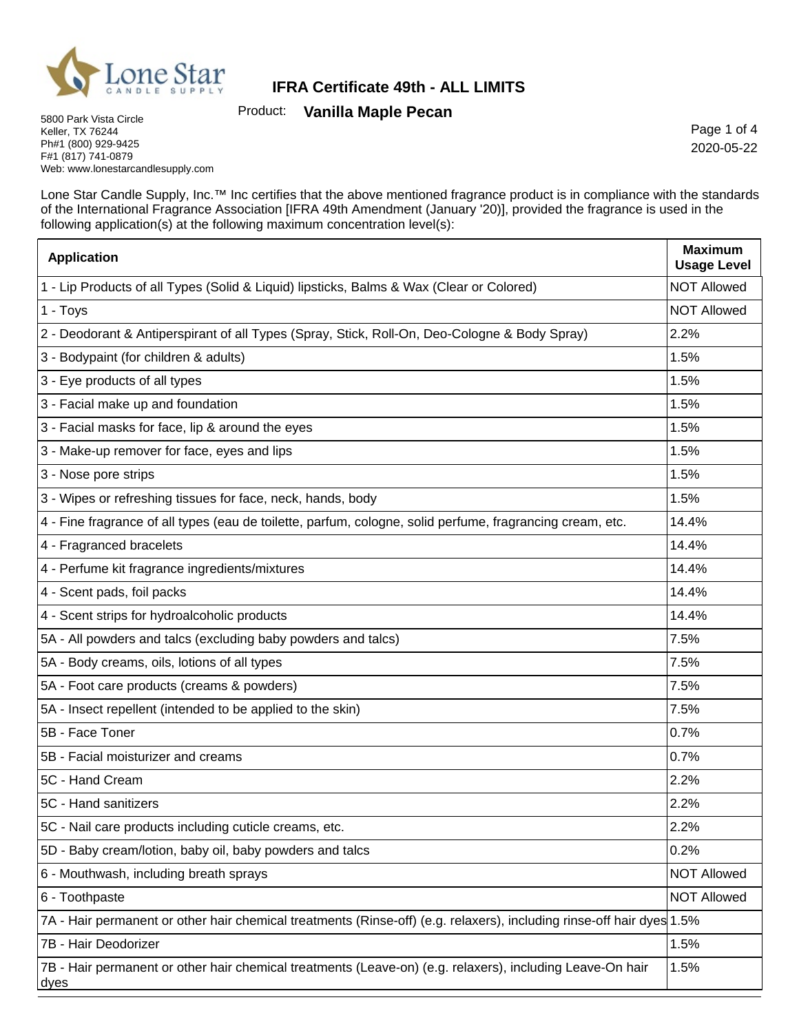# IFRA Certificate 49th - ALL LIMITS

Product: **Vanilla Maple Pecan**

5800 Park Vista Circle
Keller, TX 76244
Ph#1 (800) 929-9425
F#1 (817) 741-0879
Web: www.lonestarcandlesupply.com

2020-05-22

Lone Star Candle Supply, Inc.™ Inc certifies that the above mentioned fragrance product is in compliance with the standards of the International Fragrance Association [IFRA 49th Amendment (January '20)], provided the fragrance is used in the following application(s) at the following maximum concentration level(s):

| Application | Maximum Usage Level |
|---|---|
| 1 - Lip Products of all Types (Solid & Liquid) lipsticks, Balms & Wax (Clear or Colored) | NOT Allowed |
| 1 - Toys | NOT Allowed |
| 2 - Deodorant & Antiperspirant of all Types (Spray, Stick, Roll-On, Deo-Cologne & Body Spray) | 2.2% |
| 3 - Bodypaint (for children & adults) | 1.5% |
| 3 - Eye products of all types | 1.5% |
| 3 - Facial make up and foundation | 1.5% |
| 3 - Facial masks for face, lip & around the eyes | 1.5% |
| 3 - Make-up remover for face, eyes and lips | 1.5% |
| 3 - Nose pore strips | 1.5% |
| 3 - Wipes or refreshing tissues for face, neck, hands, body | 1.5% |
| 4 - Fine fragrance of all types (eau de toilette, parfum, cologne, solid perfume, fragrancing cream, etc. | 14.4% |
| 4 - Fragranced bracelets | 14.4% |
| 4 - Perfume kit fragrance ingredients/mixtures | 14.4% |
| 4 - Scent pads, foil packs | 14.4% |
| 4 - Scent strips for hydroalcoholic products | 14.4% |
| 5A - All powders and talcs (excluding baby powders and talcs) | 7.5% |
| 5A - Body creams, oils, lotions of all types | 7.5% |
| 5A - Foot care products (creams & powders) | 7.5% |
| 5A - Insect repellent (intended to be applied to the skin) | 7.5% |
| 5B - Face Toner | 0.7% |
| 5B - Facial moisturizer and creams | 0.7% |
| 5C - Hand Cream | 2.2% |
| 5C - Hand sanitizers | 2.2% |
| 5C - Nail care products including cuticle creams, etc. | 2.2% |
| 5D - Baby cream/lotion, baby oil, baby powders and talcs | 0.2% |
| 6 - Mouthwash, including breath sprays | NOT Allowed |
| 6 - Toothpaste | NOT Allowed |
| 7A - Hair permanent or other hair chemical treatments (Rinse-off) (e.g. relaxers), including rinse-off hair dyes | 1.5% |
| 7B - Hair Deodorizer | 1.5% |
| 7B - Hair permanent or other hair chemical treatments (Leave-on) (e.g. relaxers), including Leave-On hair dyes | 1.5% |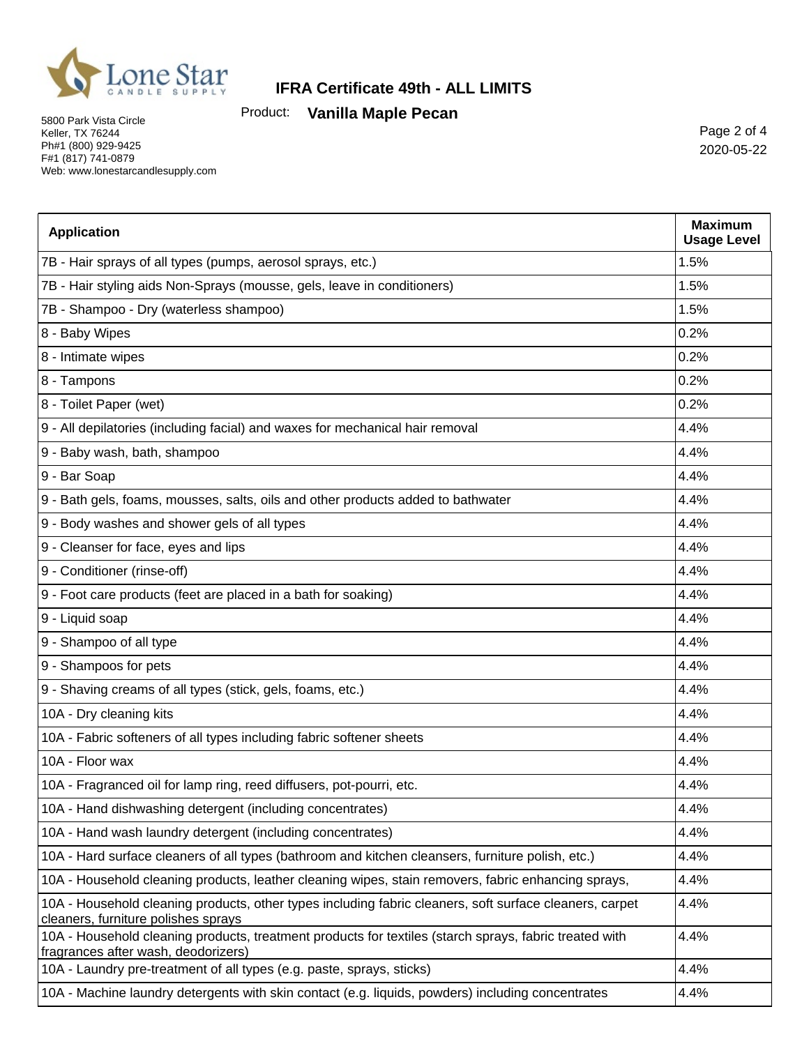| Application | Maximum Usage Level |
|---|---|
| 7B - Hair sprays of all types (pumps, aerosol sprays, etc.) | 1.5% |
| 7B - Hair styling aids Non-Sprays (mousse, gels, leave in conditioners) | 1.5% |
| 7B - Shampoo - Dry (waterless shampoo) | 1.5% |
| 8 - Baby Wipes | 0.2% |
| 8 - Intimate wipes | 0.2% |
| 8 - Tampons | 0.2% |
| 8 - Toilet Paper (wet) | 0.2% |
| 9 - All depilatories (including facial) and waxes for mechanical hair removal | 4.4% |
| 9 - Baby wash, bath, shampoo | 4.4% |
| 9 - Bar Soap | 4.4% |
| 9 - Bath gels, foams, mousses, salts, oils and other products added to bathwater | 4.4% |
| 9 - Body washes and shower gels of all types | 4.4% |
| 9 - Cleanser for face, eyes and lips | 4.4% |
| 9 - Conditioner (rinse-off) | 4.4% |
| 9 - Foot care products (feet are placed in a bath for soaking) | 4.4% |
| 9 - Liquid soap | 4.4% |
| 9 - Shampoo of all type | 4.4% |
| 9 - Shampoos for pets | 4.4% |
| 9 - Shaving creams of all types (stick, gels, foams, etc.) | 4.4% |
| 10A - Dry cleaning kits | 4.4% |
| 10A - Fabric softeners of all types including fabric softener sheets | 4.4% |
| 10A - Floor wax | 4.4% |
| 10A - Fragranced oil for lamp ring, reed diffusers, pot-pourri, etc. | 4.4% |
| 10A - Hand dishwashing detergent (including concentrates) | 4.4% |
| 10A - Hand wash laundry detergent (including concentrates) | 4.4% |
| 10A - Hard surface cleaners of all types (bathroom and kitchen cleansers, furniture polish, etc.) | 4.4% |
| 10A - Household cleaning products, leather cleaning wipes, stain removers, fabric enhancing sprays, | 4.4% |
| 10A - Household cleaning products, other types including fabric cleaners, soft surface cleaners, carpet cleaners, furniture polishes sprays | 4.4% |
| 10A - Household cleaning products, treatment products for textiles (starch sprays, fabric treated with fragrances after wash, deodorizers) | 4.4% |
| 10A - Laundry pre-treatment of all types (e.g. paste, sprays, sticks) | 4.4% |
| 10A - Machine laundry detergents with skin contact (e.g. liquids, powders) including concentrates | 4.4% |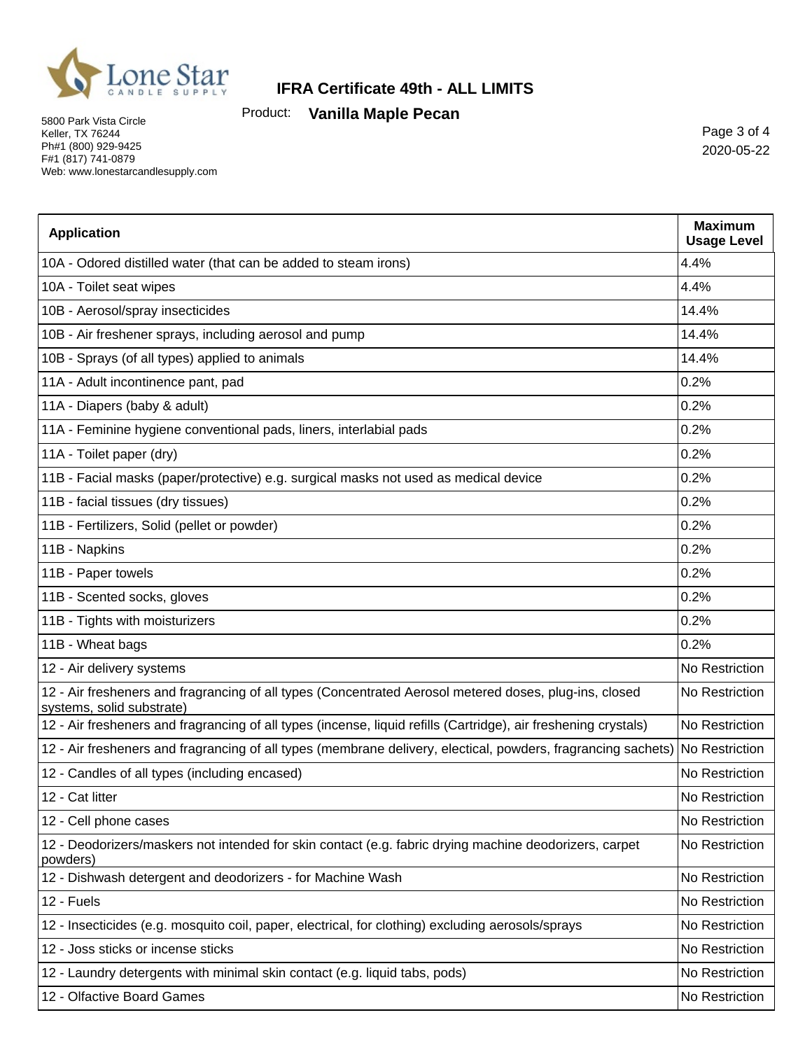| Application | Maximum Usage Level |
|---|---|
| 10A - Odored distilled water (that can be added to steam irons) | 4.4% |
| 10A - Toilet seat wipes | 4.4% |
| 10B - Aerosol/spray insecticides | 14.4% |
| 10B - Air freshener sprays, including aerosol and pump | 14.4% |
| 10B - Sprays (of all types) applied to animals | 14.4% |
| 11A - Adult incontinence pant, pad | 0.2% |
| 11A - Diapers (baby & adult) | 0.2% |
| 11A - Feminine hygiene conventional pads, liners, interlabial pads | 0.2% |
| 11A - Toilet paper (dry) | 0.2% |
| 11B - Facial masks (paper/protective) e.g. surgical masks not used as medical device | 0.2% |
| 11B - facial tissues (dry tissues) | 0.2% |
| 11B - Fertilizers, Solid (pellet or powder) | 0.2% |
| 11B - Napkins | 0.2% |
| 11B - Paper towels | 0.2% |
| 11B - Scented socks, gloves | 0.2% |
| 11B - Tights with moisturizers | 0.2% |
| 11B - Wheat bags | 0.2% |
| 12 - Air delivery systems | No Restriction |
| 12 - Air fresheners and fragrancing of all types (Concentrated Aerosol metered doses, plug-ins, closed systems, solid substrate) | No Restriction |
| 12 - Air fresheners and fragrancing of all types (incense, liquid refills (Cartridge), air freshening crystals) | No Restriction |
| 12 - Air fresheners and fragrancing of all types (membrane delivery, electical, powders, fragrancing sachets) | No Restriction |
| 12 - Candles of all types (including encased) | No Restriction |
| 12 - Cat litter | No Restriction |
| 12 - Cell phone cases | No Restriction |
| 12 - Deodorizers/maskers not intended for skin contact (e.g. fabric drying machine deodorizers, carpet powders) | No Restriction |
| 12 - Dishwash detergent and deodorizers - for Machine Wash | No Restriction |
| 12 - Fuels | No Restriction |
| 12 - Insecticides (e.g. mosquito coil, paper, electrical, for clothing) excluding aerosols/sprays | No Restriction |
| 12 - Joss sticks or incense sticks | No Restriction |
| 12 - Laundry detergents with minimal skin contact (e.g. liquid tabs, pods) | No Restriction |
| 12 - Olfactive Board Games | No Restriction |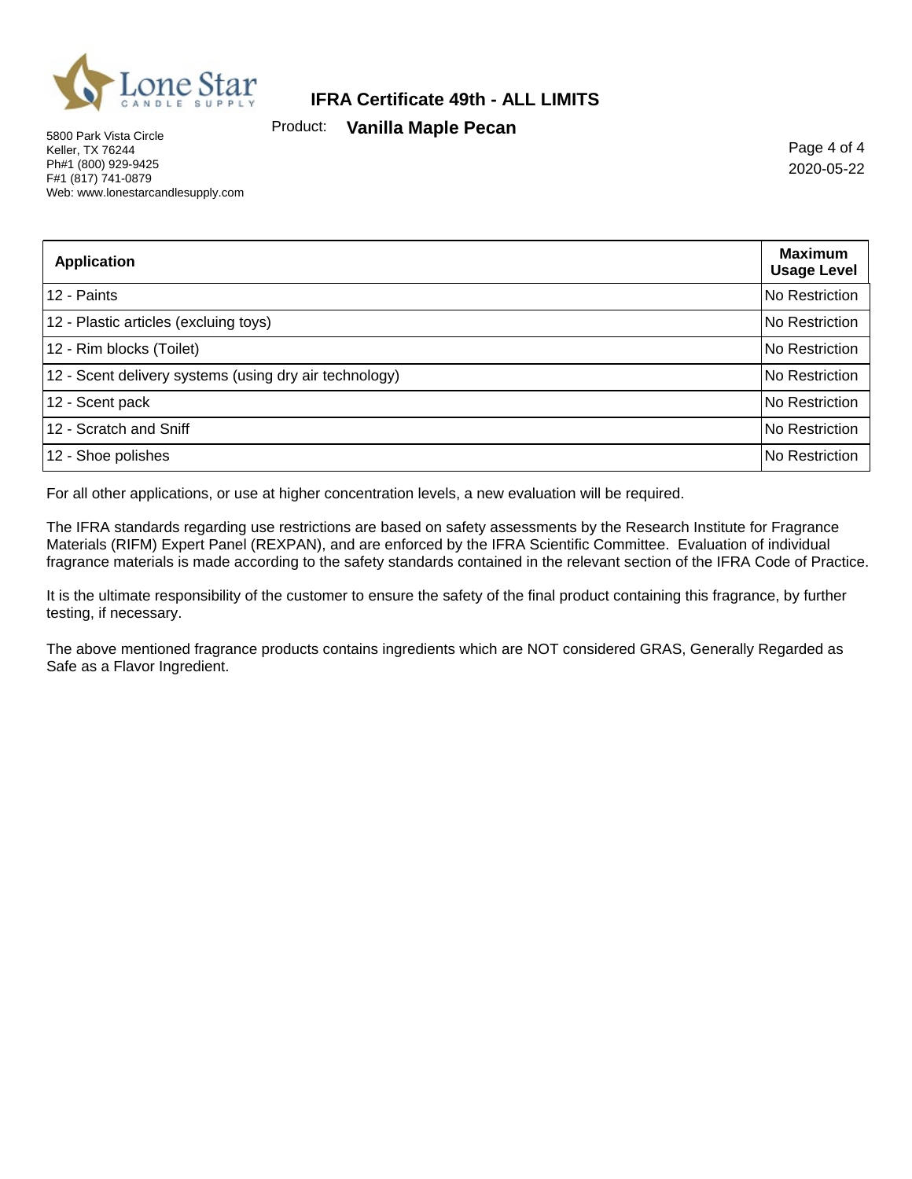Lone Star Candle Supply

5800 Park Vista Circle
Keller, TX 76244
Ph#1 (800) 929-9425
F#1 (817) 741-0879
Web: www.lonestarcandlesupply.com

## IFRA Certificate 49th - ALL LIMITS

Product: **Vanilla Maple Pecan**

2020-05-22

| Application | Maximum Usage Level |
|---|---|
| 12 - Paints | No Restriction |
| 12 - Plastic articles (excluing toys) | No Restriction |
| 12 - Rim blocks (Toilet) | No Restriction |
| 12 - Scent delivery systems (using dry air technology) | No Restriction |
| 12 - Scent pack | No Restriction |
| 12 - Scratch and Sniff | No Restriction |
| 12 - Shoe polishes | No Restriction |

For all other applications, or use at higher concentration levels, a new evaluation will be required.

The IFRA standards regarding use restrictions are based on safety assessments by the Research Institute for Fragrance Materials (RIFM) Expert Panel (REXPAN), and are enforced by the IFRA Scientific Committee. Evaluation of individual fragrance materials is made according to the safety standards contained in the relevant section of the IFRA Code of Practice.

It is the ultimate responsibility of the customer to ensure the safety of the final product containing this fragrance, by further testing, if necessary.

The above mentioned fragrance products contains ingredients which are NOT considered GRAS, Generally Regarded as Safe as a Flavor Ingredient.